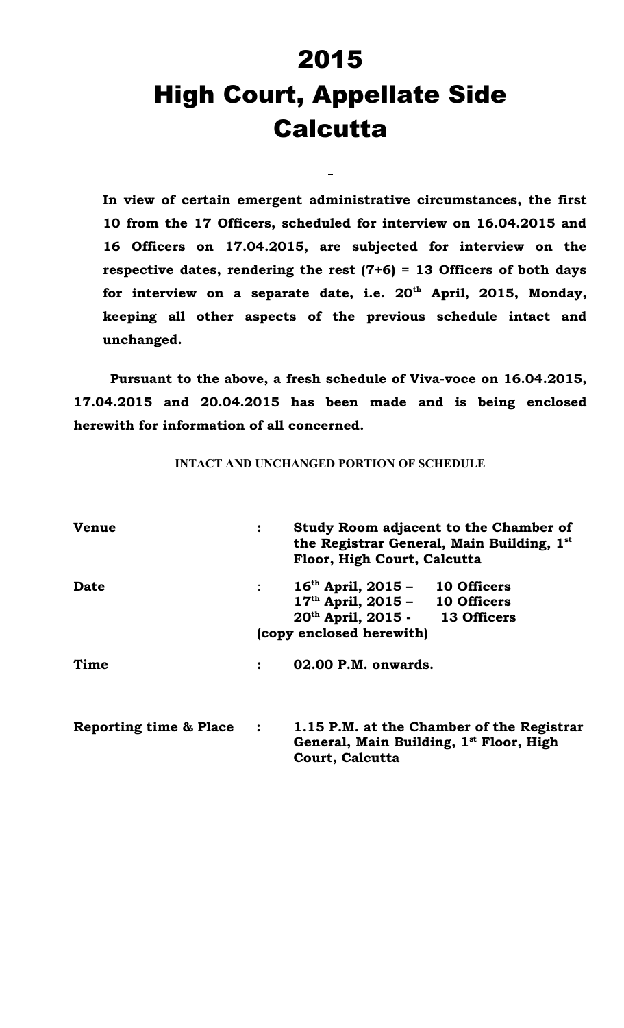# 2015

# High Court, Appellate Side Calcutta

**In view of certain emergent administrative circumstances, the first 10 from the 17 Officers, scheduled for interview on 16.04.2015 and 16 Officers on 17.04.2015, are subjected for interview on the respective dates, rendering the rest (7+6) = 13 Officers of both days for interview on a separate date, i.e. 20th April, 2015, Monday, keeping all other aspects of the previous schedule intact and unchanged.**

**Pursuant to the above, a fresh schedule of Viva-voce on 16.04.2015, 17.04.2015 and 20.04.2015 has been made and is being enclosed herewith for information of all concerned.**

**INTACT AND UNCHANGED PORTION OF SCHEDULE**

| | | |
|---|---|---|
| **Venue** | : | **Study Room adjacent to the Chamber of the Registrar General, Main Building, 1st Floor, High Court, Calcutta** |
| **Date** | : | **16th April, 2015 – 10 Officers**<br>**17th April, 2015 – 10 Officers**<br>**20th April, 2015 - 13 Officers**<br>**(copy enclosed herewith)** |
| **Time** | : | **02.00 P.M. onwards.** |
| **Reporting time & Place** | : | **1.15 P.M. at the Chamber of the Registrar General, Main Building, 1st Floor, High Court, Calcutta** |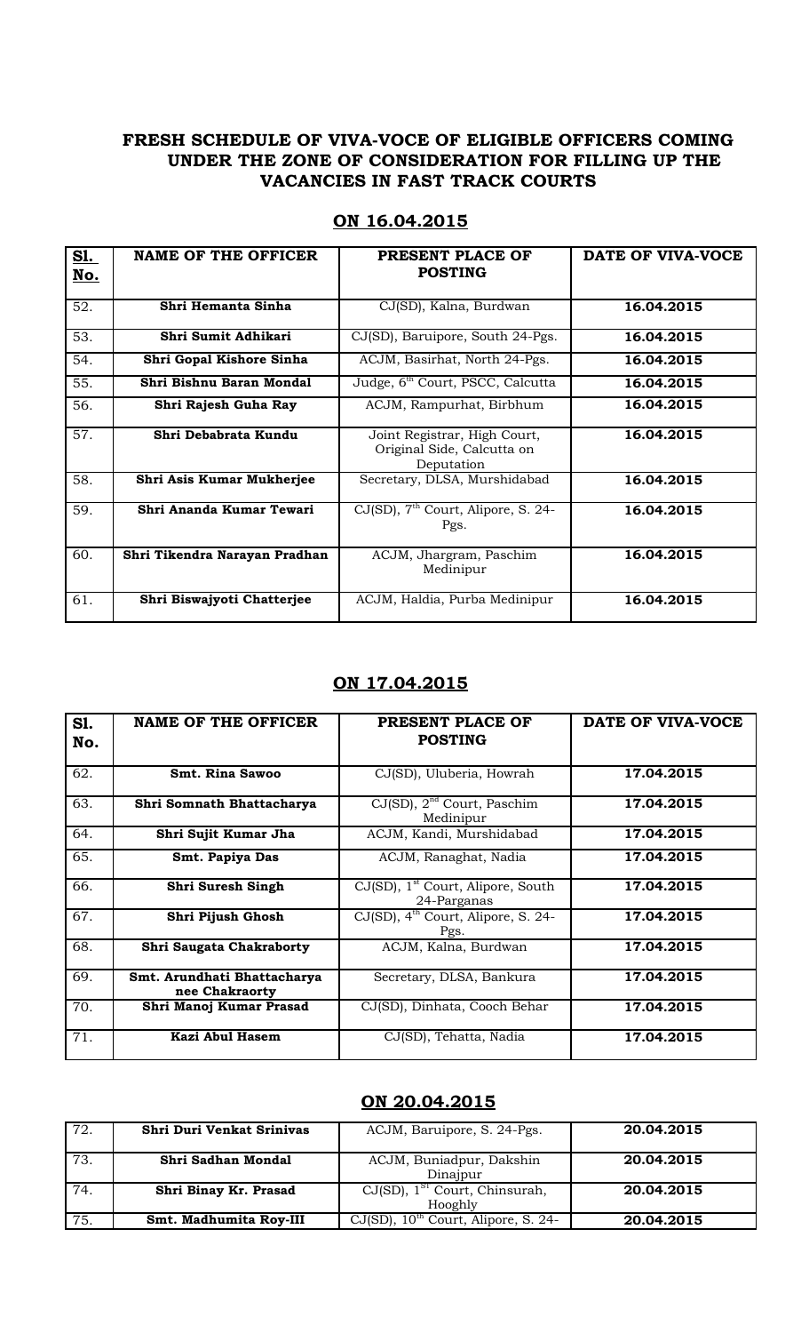## FRESH SCHEDULE OF VIVA-VOCE OF ELIGIBLE OFFICERS COMING UNDER THE ZONE OF CONSIDERATION FOR FILLING UP THE VACANCIES IN FAST TRACK COURTS

### ON 16.04.2015

| Sl. No. | NAME OF THE OFFICER | PRESENT PLACE OF POSTING | DATE OF VIVA-VOCE |
|---|---|---|---|
| 52. | **Shri Hemanta Sinha** | CJ(SD), Kalna, Burdwan | **16.04.2015** |
| 53. | **Shri Sumit Adhikari** | CJ(SD), Baruipore, South 24-Pgs. | **16.04.2015** |
| 54. | **Shri Gopal Kishore Sinha** | ACJM, Basirhat, North 24-Pgs. | **16.04.2015** |
| 55. | **Shri Bishnu Baran Mondal** | Judge, 6th Court, PSCC, Calcutta | **16.04.2015** |
| 56. | **Shri Rajesh Guha Ray** | ACJM, Rampurhat, Birbhum | **16.04.2015** |
| 57. | **Shri Debabrata Kundu** | Joint Registrar, High Court, Original Side, Calcutta on Deputation | **16.04.2015** |
| 58. | **Shri Asis Kumar Mukherjee** | Secretary, DLSA, Murshidabad | **16.04.2015** |
| 59. | **Shri Ananda Kumar Tewari** | CJ(SD), 7th Court, Alipore, S. 24-Pgs. | **16.04.2015** |
| 60. | **Shri Tikendra Narayan Pradhan** | ACJM, Jhargram, Paschim Medinipur | **16.04.2015** |
| 61. | **Shri Biswajyoti Chatterjee** | ACJM, Haldia, Purba Medinipur | **16.04.2015** |

### ON 17.04.2015

| Sl. No. | NAME OF THE OFFICER | PRESENT PLACE OF POSTING | DATE OF VIVA-VOCE |
|---|---|---|---|
| 62. | **Smt. Rina Sawoo** | CJ(SD), Uluberia, Howrah | **17.04.2015** |
| 63. | **Shri Somnath Bhattacharya** | CJ(SD), 2nd Court, Paschim Medinipur | **17.04.2015** |
| 64. | **Shri Sujit Kumar Jha** | ACJM, Kandi, Murshidabad | **17.04.2015** |
| 65. | **Smt. Papiya Das** | ACJM, Ranaghat, Nadia | **17.04.2015** |
| 66. | **Shri Suresh Singh** | CJ(SD), 1st Court, Alipore, South 24-Parganas | **17.04.2015** |
| 67. | **Shri Pijush Ghosh** | CJ(SD), 4th Court, Alipore, S. 24-Pgs. | **17.04.2015** |
| 68. | **Shri Saugata Chakraborty** | ACJM, Kalna, Burdwan | **17.04.2015** |
| 69. | **Smt. Arundhati Bhattacharya nee Chakraorty** | Secretary, DLSA, Bankura | **17.04.2015** |
| 70. | **Shri Manoj Kumar Prasad** | CJ(SD), Dinhata, Cooch Behar | **17.04.2015** |
| 71. | **Kazi Abul Hasem** | CJ(SD), Tehatta, Nadia | **17.04.2015** |

### ON 20.04.2015

| Sl. No. | NAME OF THE OFFICER | PRESENT PLACE OF POSTING | DATE OF VIVA-VOCE |
|---|---|---|---|
| 72. | **Shri Duri Venkat Srinivas** | ACJM, Baruipore, S. 24-Pgs. | **20.04.2015** |
| 73. | **Shri Sadhan Mondal** | ACJM, Buniadpur, Dakshin Dinajpur | **20.04.2015** |
| 74. | **Shri Binay Kr. Prasad** | CJ(SD), 1St Court, Chinsurah, Hooghly | **20.04.2015** |
| 75. | **Smt. Madhumita Roy-III** | CJ(SD), 10th Court, Alipore, S. 24- | **20.04.2015** |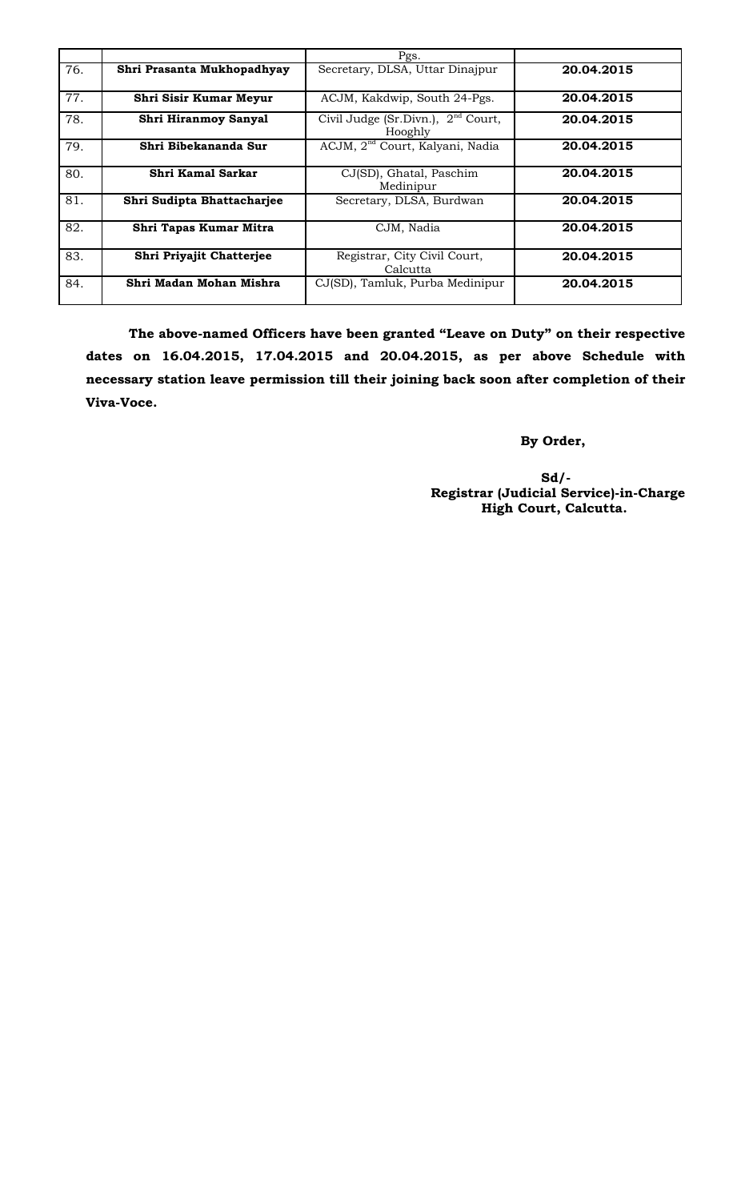|  |  | Pgs. |  |
|---|---|---|---|
| 76. | **Shri Prasanta Mukhopadhyay** | Secretary, DLSA, Uttar Dinajpur | **20.04.2015** |
| 77. | **Shri Sisir Kumar Meyur** | ACJM, Kakdwip, South 24-Pgs. | **20.04.2015** |
| 78. | **Shri Hiranmoy Sanyal** | Civil Judge (Sr.Divn.), 2nd Court, Hooghly | **20.04.2015** |
| 79. | **Shri Bibekananda Sur** | ACJM, 2nd Court, Kalyani, Nadia | **20.04.2015** |
| 80. | **Shri Kamal Sarkar** | CJ(SD), Ghatal, Paschim Medinipur | **20.04.2015** |
| 81. | **Shri Sudipta Bhattacharjee** | Secretary, DLSA, Burdwan | **20.04.2015** |
| 82. | **Shri Tapas Kumar Mitra** | CJM, Nadia | **20.04.2015** |
| 83. | **Shri Priyajit Chatterjee** | Registrar, City Civil Court, Calcutta | **20.04.2015** |
| 84. | **Shri Madan Mohan Mishra** | CJ(SD), Tamluk, Purba Medinipur | **20.04.2015** |

**The above-named Officers have been granted "Leave on Duty" on their respective dates on 16.04.2015, 17.04.2015 and 20.04.2015, as per above Schedule with necessary station leave permission till their joining back soon after completion of their Viva-Voce.**

**By Order,**

**Sd/-**
**Registrar (Judicial Service)-in-Charge**
**High Court, Calcutta.**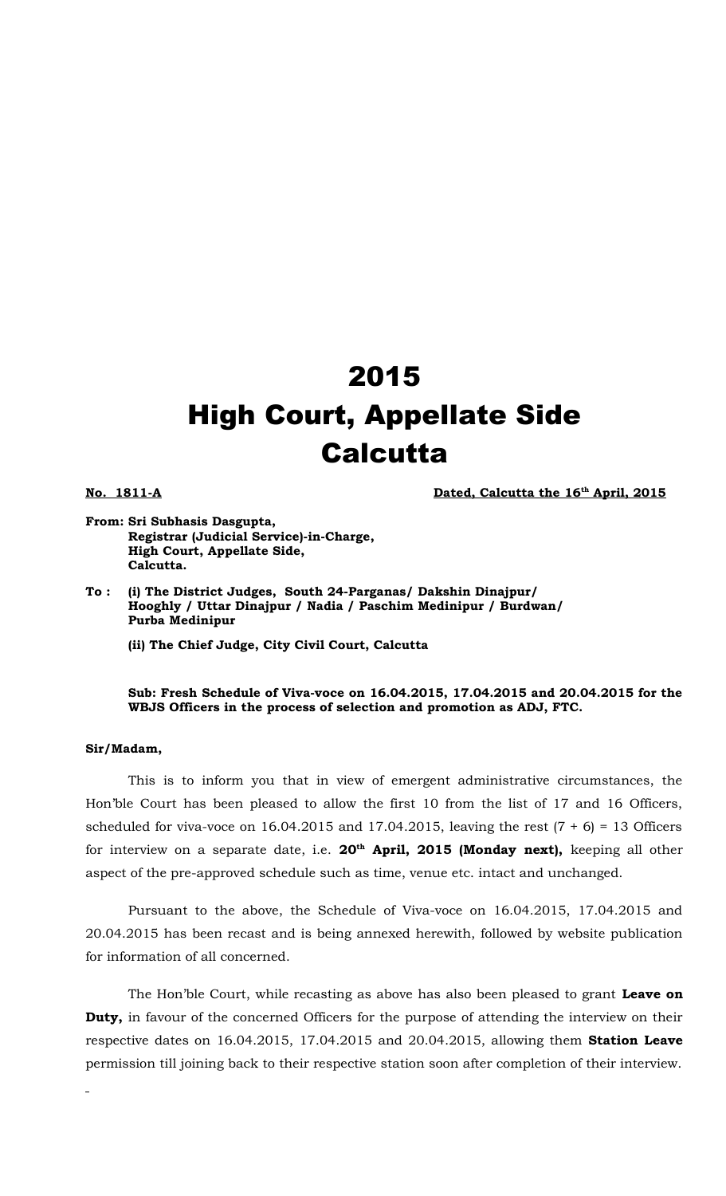# 2015
# High Court, Appellate Side
# Calcutta

**No. 1811-A** **Dated, Calcutta the 16th April, 2015**

**From: Sri Subhasis Dasgupta,**
**Registrar (Judicial Service)-in-Charge,**
**High Court, Appellate Side,**
**Calcutta.**

**To : (i) The District Judges, South 24-Parganas/ Dakshin Dinajpur/ Hooghly / Uttar Dinajpur / Nadia / Paschim Medinipur / Burdwan/ Purba Medinipur**

**(ii) The Chief Judge, City Civil Court, Calcutta**

**Sub: Fresh Schedule of Viva-voce on 16.04.2015, 17.04.2015 and 20.04.2015 for the WBJS Officers in the process of selection and promotion as ADJ, FTC.**

**Sir/Madam,**

This is to inform you that in view of emergent administrative circumstances, the Hon'ble Court has been pleased to allow the first 10 from the list of 17 and 16 Officers, scheduled for viva-voce on 16.04.2015 and 17.04.2015, leaving the rest (7 + 6) = 13 Officers for interview on a separate date, i.e. **20th April, 2015 (Monday next),** keeping all other aspect of the pre-approved schedule such as time, venue etc. intact and unchanged.

Pursuant to the above, the Schedule of Viva-voce on 16.04.2015, 17.04.2015 and 20.04.2015 has been recast and is being annexed herewith, followed by website publication for information of all concerned.

The Hon'ble Court, while recasting as above has also been pleased to grant **Leave on Duty,** in favour of the concerned Officers for the purpose of attending the interview on their respective dates on 16.04.2015, 17.04.2015 and 20.04.2015, allowing them **Station Leave** permission till joining back to their respective station soon after completion of their interview.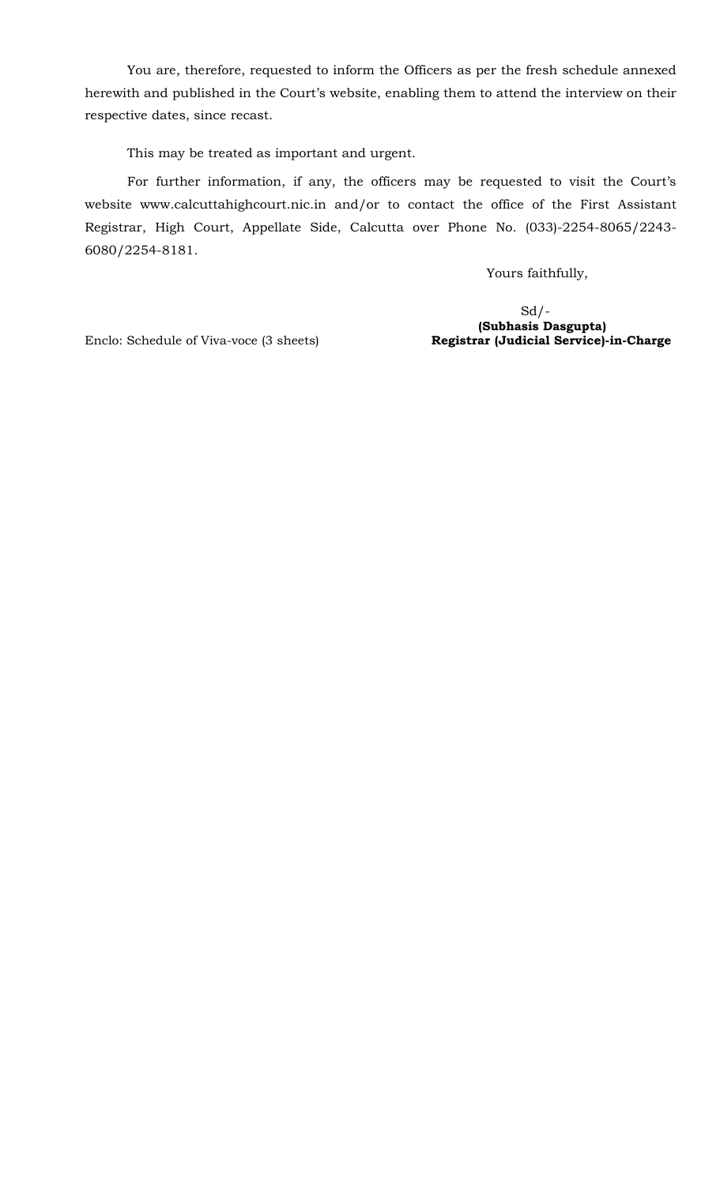You are, therefore, requested to inform the Officers as per the fresh schedule annexed herewith and published in the Court's website, enabling them to attend the interview on their respective dates, since recast.

This may be treated as important and urgent.

For further information, if any, the officers may be requested to visit the Court's website www.calcuttahighcourt.nic.in and/or to contact the office of the First Assistant Registrar, High Court, Appellate Side, Calcutta over Phone No. (033)-2254-8065/2243-6080/2254-8181.

Yours faithfully,

Sd/-
**(Subhasis Dasgupta)**
**Registrar (Judicial Service)-in-Charge**

Enclo: Schedule of Viva-voce (3 sheets)